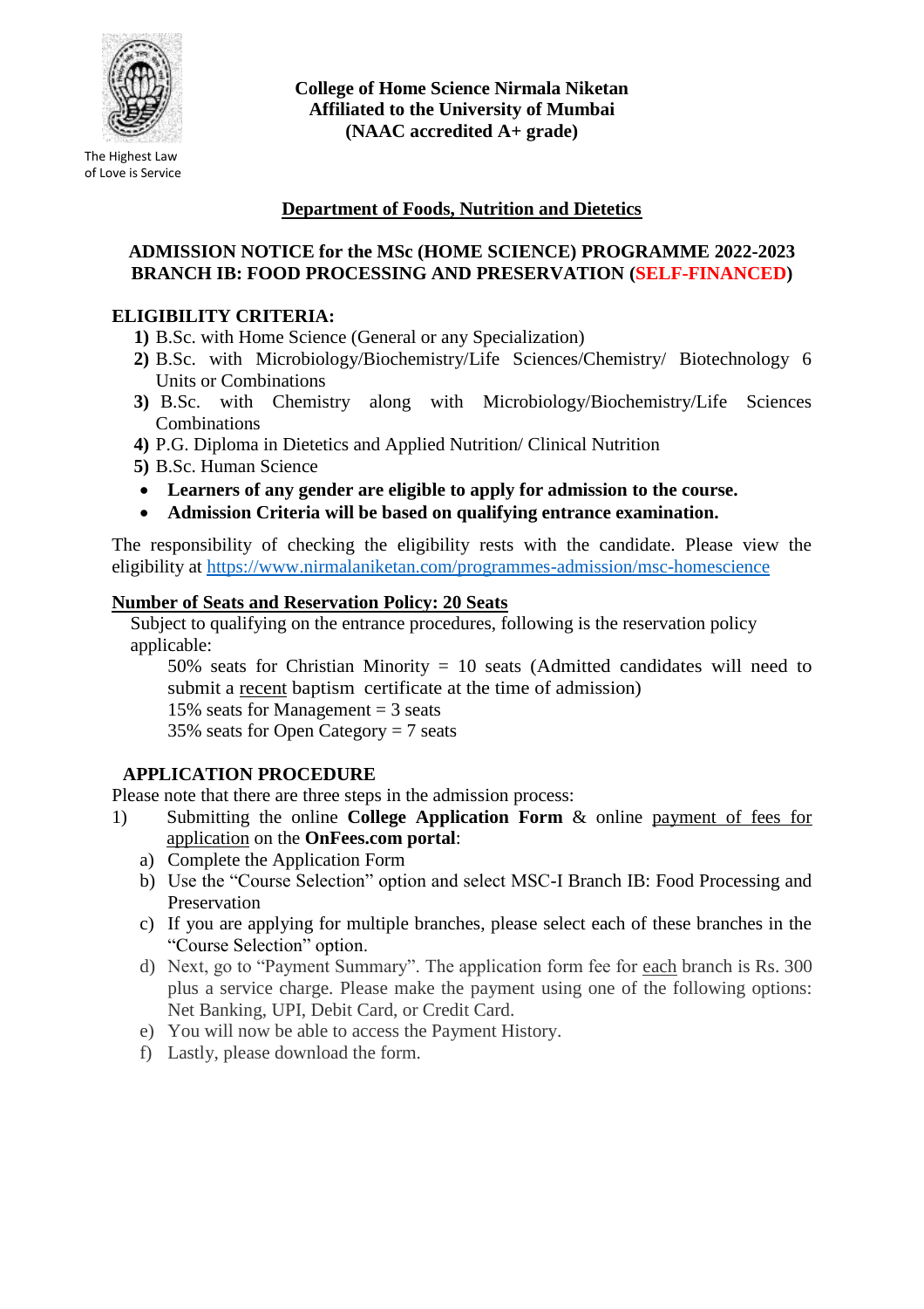The Highest Law of Love is Service

**College of Home Science Nirmala Niketan**
**Affiliated to the University of Mumbai**
**(NAAC accredited A+ grade)**

## Department of Foods, Nutrition and Dietetics

## ADMISSION NOTICE for the MSc (HOME SCIENCE) PROGRAMME 2022-2023 BRANCH IB: FOOD PROCESSING AND PRESERVATION (SELF-FINANCED)

### ELIGIBILITY CRITERIA:

1) B.Sc. with Home Science (General or any Specialization)
2) B.Sc. with Microbiology/Biochemistry/Life Sciences/Chemistry/ Biotechnology 6 Units or Combinations
3) B.Sc. with Chemistry along with Microbiology/Biochemistry/Life Sciences Combinations
4) P.G. Diploma in Dietetics and Applied Nutrition/ Clinical Nutrition
5) B.Sc. Human Science

- **Learners of any gender are eligible to apply for admission to the course.**
- **Admission Criteria will be based on qualifying entrance examination.**

The responsibility of checking the eligibility rests with the candidate. Please view the eligibility at https://www.nirmalaniketan.com/programmes-admission/msc-homescience

### Number of Seats and Reservation Policy: 20 Seats

Subject to qualifying on the entrance procedures, following is the reservation policy applicable:

50% seats for Christian Minority = 10 seats (Admitted candidates will need to submit a recent baptism certificate at the time of admission)
15% seats for Management = 3 seats
35% seats for Open Category = 7 seats

### APPLICATION PROCEDURE

Please note that there are three steps in the admission process:

1) Submitting the online **College Application Form** & online payment of fees for application on the **OnFees.com portal**:
   a) Complete the Application Form
   b) Use the "Course Selection" option and select MSC-I Branch IB: Food Processing and Preservation
   c) If you are applying for multiple branches, please select each of these branches in the "Course Selection" option.
   d) Next, go to "Payment Summary". The application form fee for each branch is Rs. 300 plus a service charge. Please make the payment using one of the following options: Net Banking, UPI, Debit Card, or Credit Card.
   e) You will now be able to access the Payment History.
   f) Lastly, please download the form.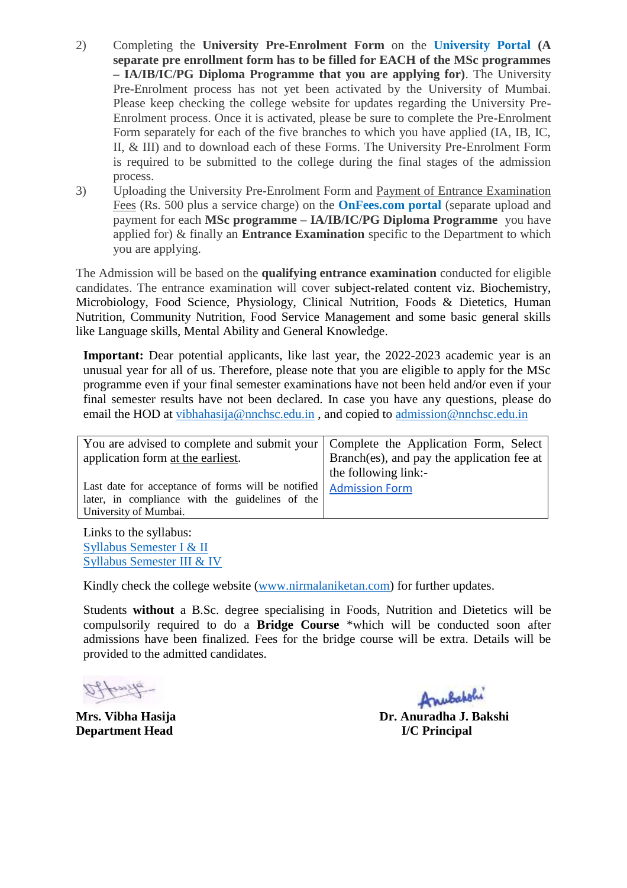2) Completing the **University Pre-Enrolment Form** on the **University Portal (A separate pre enrollment form has to be filled for EACH of the MSc programmes – IA/IB/IC/PG Diploma Programme that you are applying for)**. The University Pre-Enrolment process has not yet been activated by the University of Mumbai. Please keep checking the college website for updates regarding the University Pre-Enrolment process. Once it is activated, please be sure to complete the Pre-Enrolment Form separately for each of the five branches to which you have applied (IA, IB, IC, II, & III) and to download each of these Forms. The University Pre-Enrolment Form is required to be submitted to the college during the final stages of the admission process.

3) Uploading the University Pre-Enrolment Form and Payment of Entrance Examination Fees (Rs. 500 plus a service charge) on the **OnFees.com portal** (separate upload and payment for each **MSc programme – IA/IB/IC/PG Diploma Programme** you have applied for) & finally an **Entrance Examination** specific to the Department to which you are applying.

The Admission will be based on the **qualifying entrance examination** conducted for eligible candidates. The entrance examination will cover subject-related content viz. Biochemistry, Microbiology, Food Science, Physiology, Clinical Nutrition, Foods & Dietetics, Human Nutrition, Community Nutrition, Food Service Management and some basic general skills like Language skills, Mental Ability and General Knowledge.

**Important:** Dear potential applicants, like last year, the 2022-2023 academic year is an unusual year for all of us. Therefore, please note that you are eligible to apply for the MSc programme even if your final semester examinations have not been held and/or even if your final semester results have not been declared. In case you have any questions, please do email the HOD at vibhahasija@nnchsc.edu.in , and copied to admission@nnchsc.edu.in

| | |
|---|---|
| You are advised to complete and submit your application form at the earliest.<br><br>Last date for acceptance of forms will be notified later, in compliance with the guidelines of the University of Mumbai. | Complete the Application Form, Select Branch(es), and pay the application fee at the following link:-<br>Admission Form |

Links to the syllabus:
Syllabus Semester I & II
Syllabus Semester III & IV

Kindly check the college website (www.nirmalaniketan.com) for further updates.

Students **without** a B.Sc. degree specialising in Foods, Nutrition and Dietetics will be compulsorily required to do a **Bridge Course** *which will be conducted soon after admissions have been finalized. Fees for the bridge course will be extra. Details will be provided to the admitted candidates.

**Mrs. Vibha Hasija**
**Department Head**

**Dr. Anuradha J. Bakshi**
**I/C Principal**